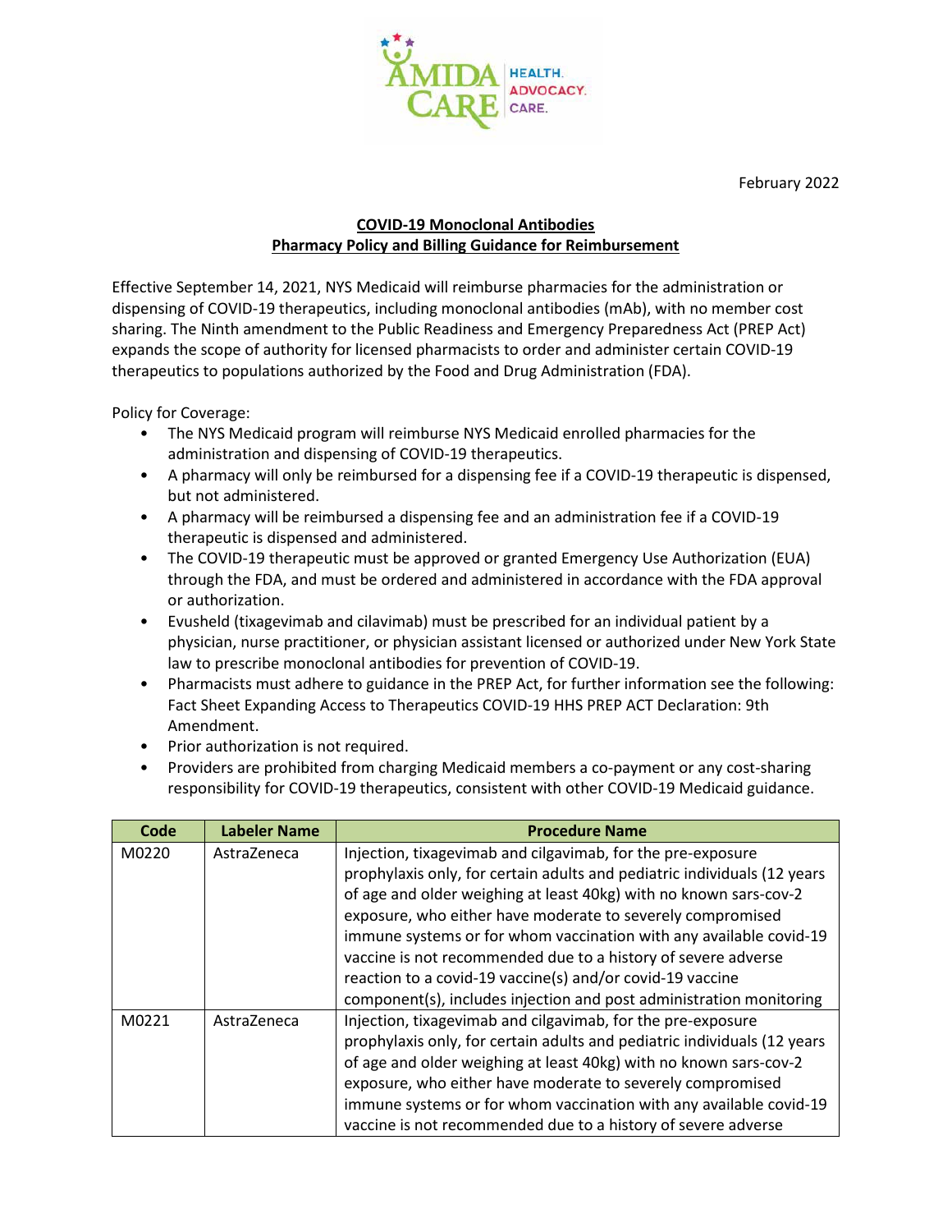AMIDA CARE HEALTH. ADVOCACY. CARE.

February 2022

**COVID-19 Monoclonal Antibodies**
**Pharmacy Policy and Billing Guidance for Reimbursement**

Effective September 14, 2021, NYS Medicaid will reimburse pharmacies for the administration or dispensing of COVID-19 therapeutics, including monoclonal antibodies (mAb), with no member cost sharing. The Ninth amendment to the Public Readiness and Emergency Preparedness Act (PREP Act) expands the scope of authority for licensed pharmacists to order and administer certain COVID-19 therapeutics to populations authorized by the Food and Drug Administration (FDA).

Policy for Coverage:

- The NYS Medicaid program will reimburse NYS Medicaid enrolled pharmacies for the administration and dispensing of COVID-19 therapeutics.
- A pharmacy will only be reimbursed for a dispensing fee if a COVID-19 therapeutic is dispensed, but not administered.
- A pharmacy will be reimbursed a dispensing fee and an administration fee if a COVID-19 therapeutic is dispensed and administered.
- The COVID-19 therapeutic must be approved or granted Emergency Use Authorization (EUA) through the FDA, and must be ordered and administered in accordance with the FDA approval or authorization.
- Evusheld (tixagevimab and cilavimab) must be prescribed for an individual patient by a physician, nurse practitioner, or physician assistant licensed or authorized under New York State law to prescribe monoclonal antibodies for prevention of COVID-19.
- Pharmacists must adhere to guidance in the PREP Act, for further information see the following: Fact Sheet Expanding Access to Therapeutics COVID-19 HHS PREP ACT Declaration: 9th Amendment.
- Prior authorization is not required.
- Providers are prohibited from charging Medicaid members a co-payment or any cost-sharing responsibility for COVID-19 therapeutics, consistent with other COVID-19 Medicaid guidance.

| Code | Labeler Name | Procedure Name |
|---|---|---|
| M0220 | AstraZeneca | Injection, tixagevimab and cilgavimab, for the pre-exposure prophylaxis only, for certain adults and pediatric individuals (12 years of age and older weighing at least 40kg) with no known sars-cov-2 exposure, who either have moderate to severely compromised immune systems or for whom vaccination with any available covid-19 vaccine is not recommended due to a history of severe adverse reaction to a covid-19 vaccine(s) and/or covid-19 vaccine component(s), includes injection and post administration monitoring |
| M0221 | AstraZeneca | Injection, tixagevimab and cilgavimab, for the pre-exposure prophylaxis only, for certain adults and pediatric individuals (12 years of age and older weighing at least 40kg) with no known sars-cov-2 exposure, who either have moderate to severely compromised immune systems or for whom vaccination with any available covid-19 vaccine is not recommended due to a history of severe adverse |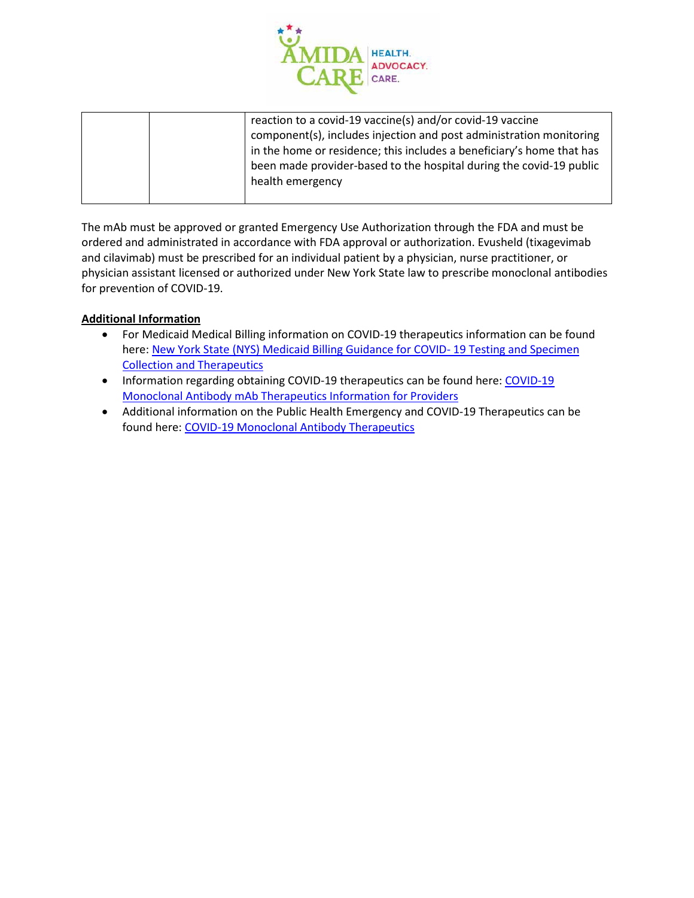| | | |
|---|---|---|
| | | reaction to a covid-19 vaccine(s) and/or covid-19 vaccine component(s), includes injection and post administration monitoring in the home or residence; this includes a beneficiary's home that has been made provider-based to the hospital during the covid-19 public health emergency |

The mAb must be approved or granted Emergency Use Authorization through the FDA and must be ordered and administrated in accordance with FDA approval or authorization. Evusheld (tixagevimab and cilavimab) must be prescribed for an individual patient by a physician, nurse practitioner, or physician assistant licensed or authorized under New York State law to prescribe monoclonal antibodies for prevention of COVID-19.

**Additional Information**

- For Medicaid Medical Billing information on COVID-19 therapeutics information can be found here: New York State (NYS) Medicaid Billing Guidance for COVID- 19 Testing and Specimen Collection and Therapeutics
- Information regarding obtaining COVID-19 therapeutics can be found here: COVID-19 Monoclonal Antibody mAb Therapeutics Information for Providers
- Additional information on the Public Health Emergency and COVID-19 Therapeutics can be found here: COVID-19 Monoclonal Antibody Therapeutics